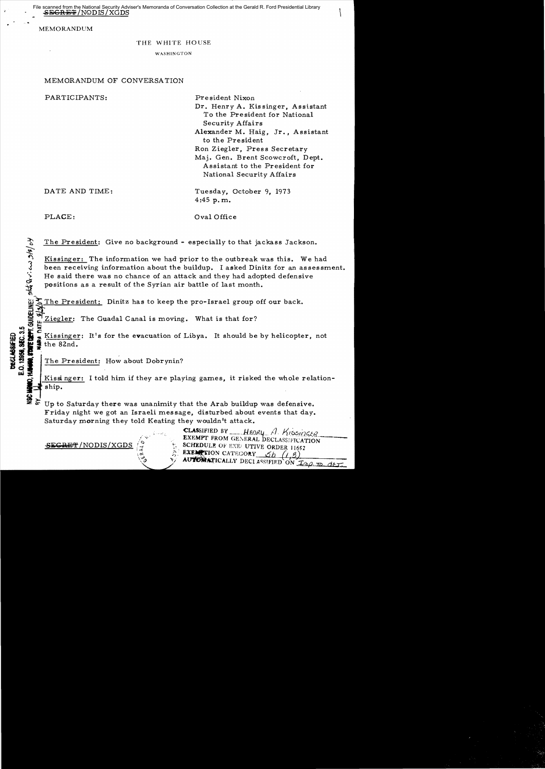File scanned from the National Security Adviser's Memoranda of Conversation Collection at the Gerald R. Ford Presidential Library

~~SECRET~~/NODIS/XGDS

MEMORANDUM

THE WHITE HOUSE

WASHINGTON

MEMORANDUM OF CONVERSATION

PARTICIPANTS:
President Nixon
Dr. Henry A. Kissinger, Assistant To the President for National Security Affairs
Alexander M. Haig, Jr., Assistant to the President
Ron Ziegler, Press Secretary
Maj. Gen. Brent Scowcroft, Dept. Assistant to the President for National Security Affairs

DATE AND TIME: Tuesday, October 9, 1973, 4:45 p.m.

PLACE: Oval Office

DECLASSIFIED
E.O. 12958, SEC. 3.5
NSC MEMO, 11/24/98, STATE DEPT. GUIDELINES
BY ___ NARA DATE ___

The President: Give no background - especially to that jackass Jackson.

Kissinger: The information we had prior to the outbreak was this. We had been receiving information about the buildup. I asked Dinitz for an assessment. He said there was no chance of an attack and they had adopted defensive positions as a result of the Syrian air battle of last month.

The President: Dinitz has to keep the pro-Israel group off our back.

Ziegler: The Guadal Canal is moving. What is that for?

Kissinger: It's for the evacuation of Libya. It should be by helicopter, not the 82nd.

The President: How about Dobrynin?

Kissinger: I told him if they are playing games, it risked the whole relationship.

Up to Saturday there was unanimity that the Arab buildup was defensive. Friday night we got an Israeli message, disturbed about events that day. Saturday morning they told Keating they wouldn't attack.

~~SECRET~~/NODIS/XGDS

CLASSIFIED BY Henry A. Kissinger
EXEMPT FROM GENERAL DECLASSIFICATION SCHEDULE OF EXECUTIVE ORDER 11652
EXEMPTION CATEGORY 5b (1,3)
AUTOMATICALLY DECLASSIFIED ON Imp. to det.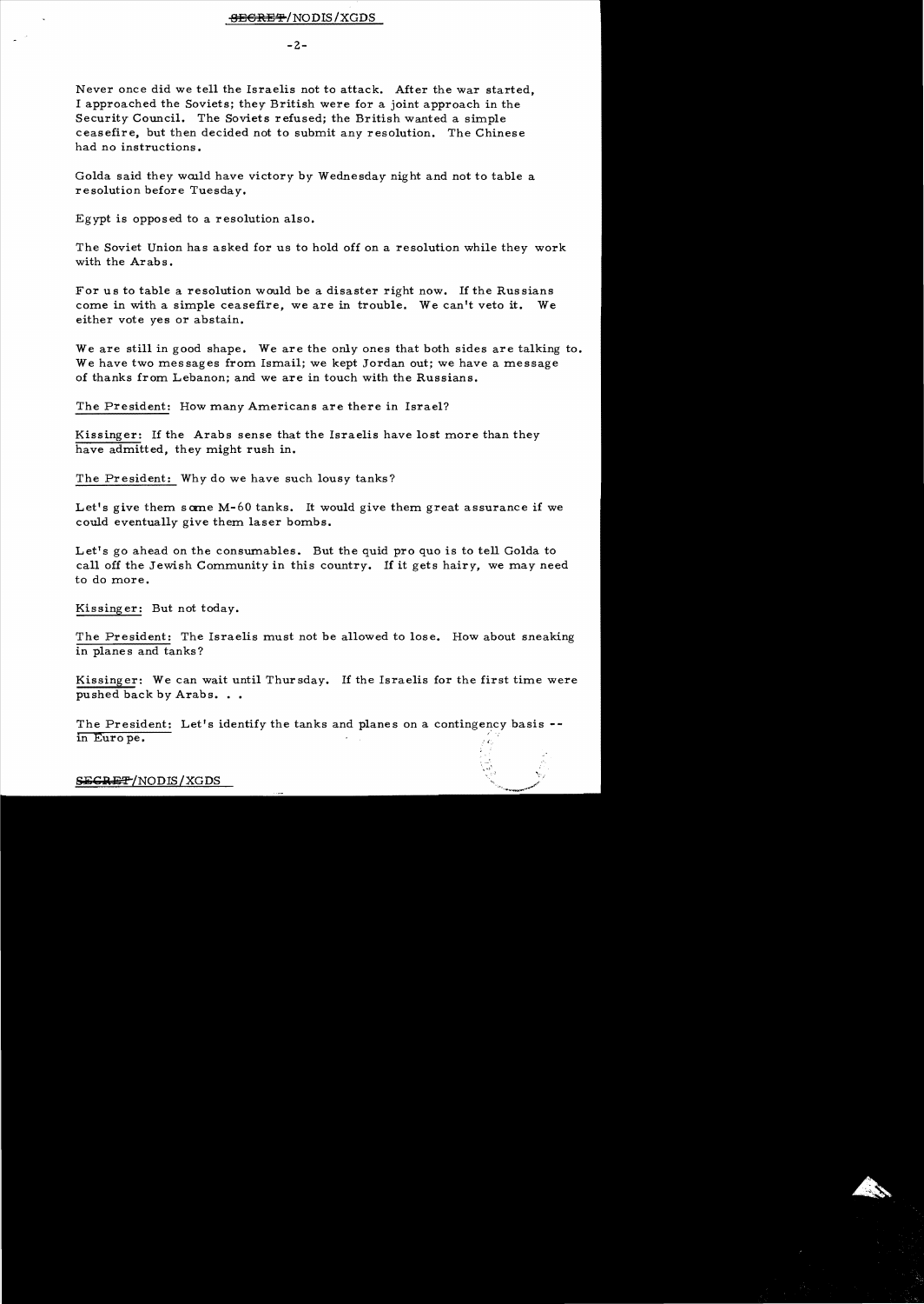Never once did we tell the Israelis not to attack. After the war started, I approached the Soviets; they British were for a joint approach in the Security Council. The Soviets refused; the British wanted a simple ceasefire, but then decided not to submit any resolution. The Chinese had no instructions.

Golda said they would have victory by Wednesday night and not to table a resolution before Tuesday.

Egypt is opposed to a resolution also.

The Soviet Union has asked for us to hold off on a resolution while they work with the Arabs.

For us to table a resolution would be a disaster right now. If the Russians come in with a simple ceasefire, we are in trouble. We can't veto it. We either vote yes or abstain.

We are still in good shape. We are the only ones that both sides are talking to. We have two messages from Ismail; we kept Jordan out; we have a message of thanks from Lebanon; and we are in touch with the Russians.

The President: How many Americans are there in Israel?

Kissinger: If the Arabs sense that the Israelis have lost more than they have admitted, they might rush in.

The President: Why do we have such lousy tanks?

Let's give them some M-60 tanks. It would give them great assurance if we could eventually give them laser bombs.

Let's go ahead on the consumables. But the quid pro quo is to tell Golda to call off the Jewish Community in this country. If it gets hairy, we may need to do more.

Kissinger: But not today.

The President: The Israelis must not be allowed to lose. How about sneaking in planes and tanks?

Kissinger: We can wait until Thursday. If the Israelis for the first time were pushed back by Arabs. . .

The President: Let's identify the tanks and planes on a contingency basis -- in Europe.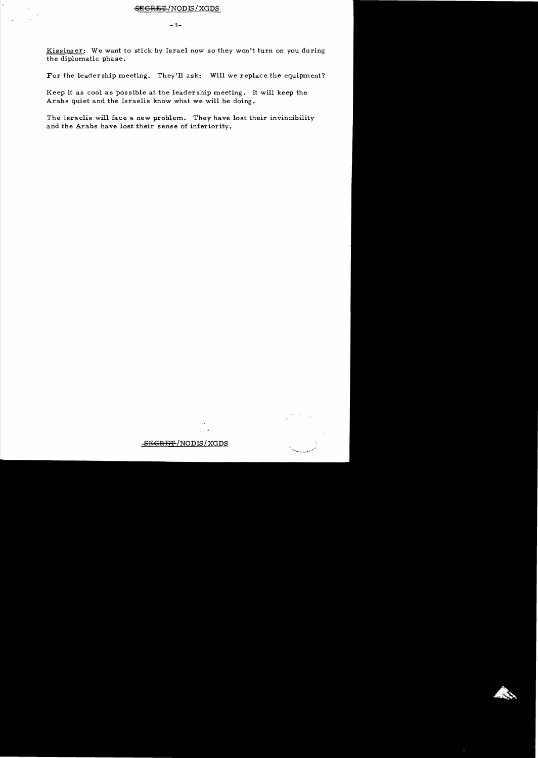Kissinger: We want to stick by Israel now so they won't turn on you during the diplomatic phase.

For the leadership meeting. They'll ask: Will we replace the equipment?

Keep it as cool as possible at the leadership meeting. It will keep the Arabs quiet and the Israelis know what we will be doing.

The Israelis will face a new problem. They have lost their invincibility and the Arabs have lost their sense of inferiority.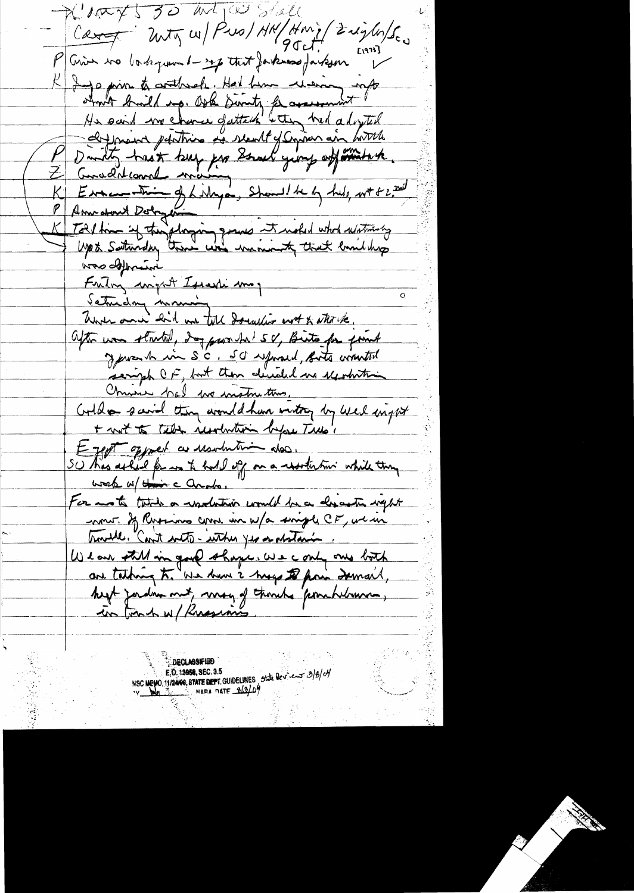→ Cont'd 5:30 Mtg w/ Scali

Cont: Mtg w/ Pres/HK/Haig/Eagleburger/Scow
9 Oct. [1973]

P | Give me background – esp that Jackson Jackson ✓

K | Says prior to outbreak. Had been receiving info about build up. Ask Dinitz for assessment. He said no chance of attack – they had adopted defensive positions as result of Syrian air battle.

P | Dinitz kept begging pro Israel going off and attack.

Z | Couldn't conceal warning

K | Evacuation of Libyan, Should be by help, not 1st & 2nd.

P | Amend about Dobrynin

K | Told him if they playing games it would wreck détente. Up to Saturday there was unanimity that buildup was defensive.

Friday night Israeli mtg

Saturday morning

Never once did we tell Israelis not to attack.

After war started, Dobrynin proposed SC, Brits for joint approach in SC. SU refused, Brits wanted simple CF, but then decided no resolution. Chinese had no instructions.

Golda said they would have victory by Wed night & not to take resolution before Tues.

Egypt opposed a resolution also.

SU has asked for us to hold off on a resolution while they work w/ the Arabs.

For us to table a resolution would be a disaster right now. If Russians come in w/a simple CF, we in trouble. Can't veto – either yes or abstain.

We are still in good shape. We are only ones both are talking to. We have 2 ways to pour Ismail, kept Jordan out, many of thanks from [illegible], in touch w/ Russians.

DECLASSIFIED
E.O. 12958, SEC. 3.5
NSC MEMO, 11/24/98, STATE DEPT. GUIDELINES State Review 3/8/04
BY [illegible] NARA DATE 8/3/04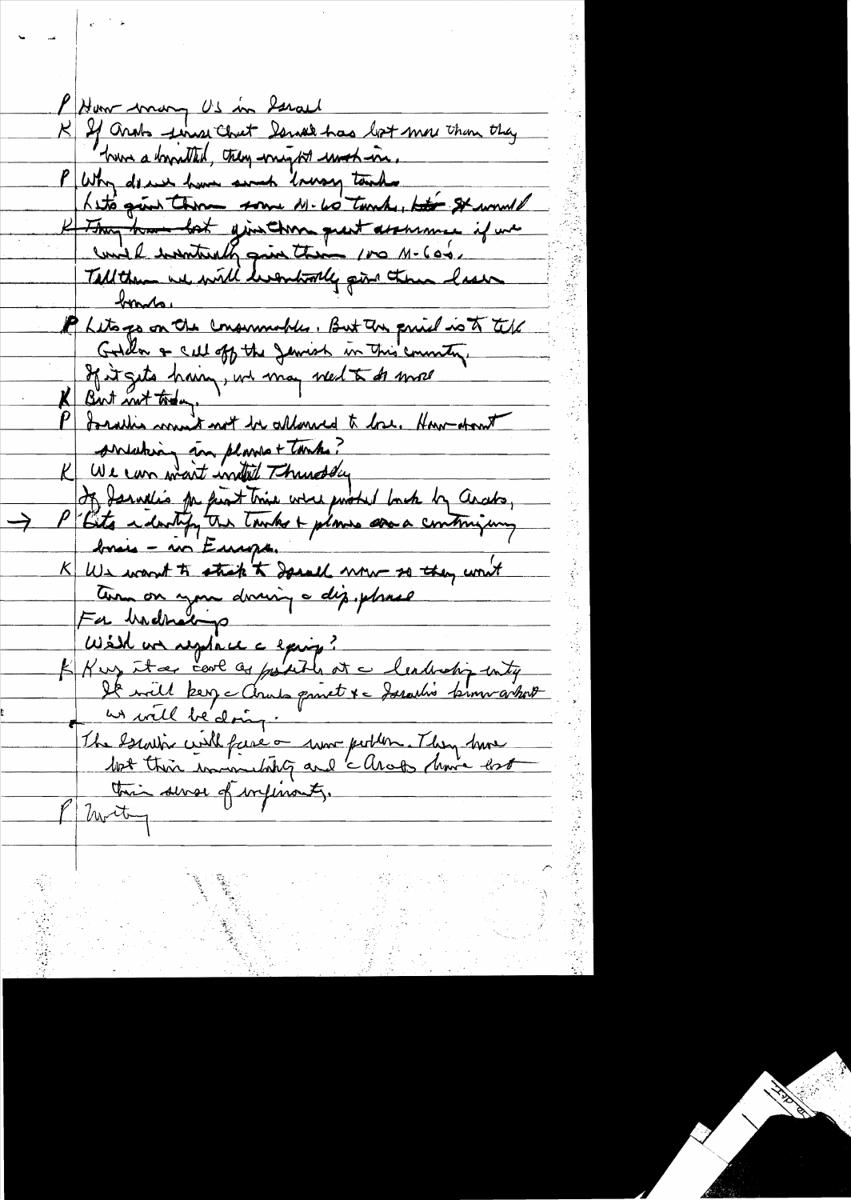P How many US in Israel

K If Arabs sense that Israel has lost more than they have admitted, they might work in.

P Why do we have such lousy tanks

Lets give them some M-60 Tanks, but It would

K ~~They have lost~~ give them great assurance if we could eventually give them 100 M-60's.

Tell them we will eventually give them laser bombs.

P Lets go on the consumables. But the grid is to talk Golda & call off the Jewish in this country.

If it gets hairy, we may need to do more

K But not today.

P Israelis must not be allowed to lose. How about sneaking in planes + tanks?

K We can wait until Thursday

If Israelis for first time were pushed back by Arabs,

→ P Brits identify the tanks + planes are a continuing basis – in Europe.

K We want to stick to Israeli now so they won't turn on you during a dip. phase

For bombing

Wish we replace c equip?

K Key it can come as part at a leadership unity

It will keep c Arabs quiet + c Israelis know what we will be doing.

The Israelis will face a new problem. They have lost their invincibility and c Arabs have lost their sense of inferiority.

P Meeting